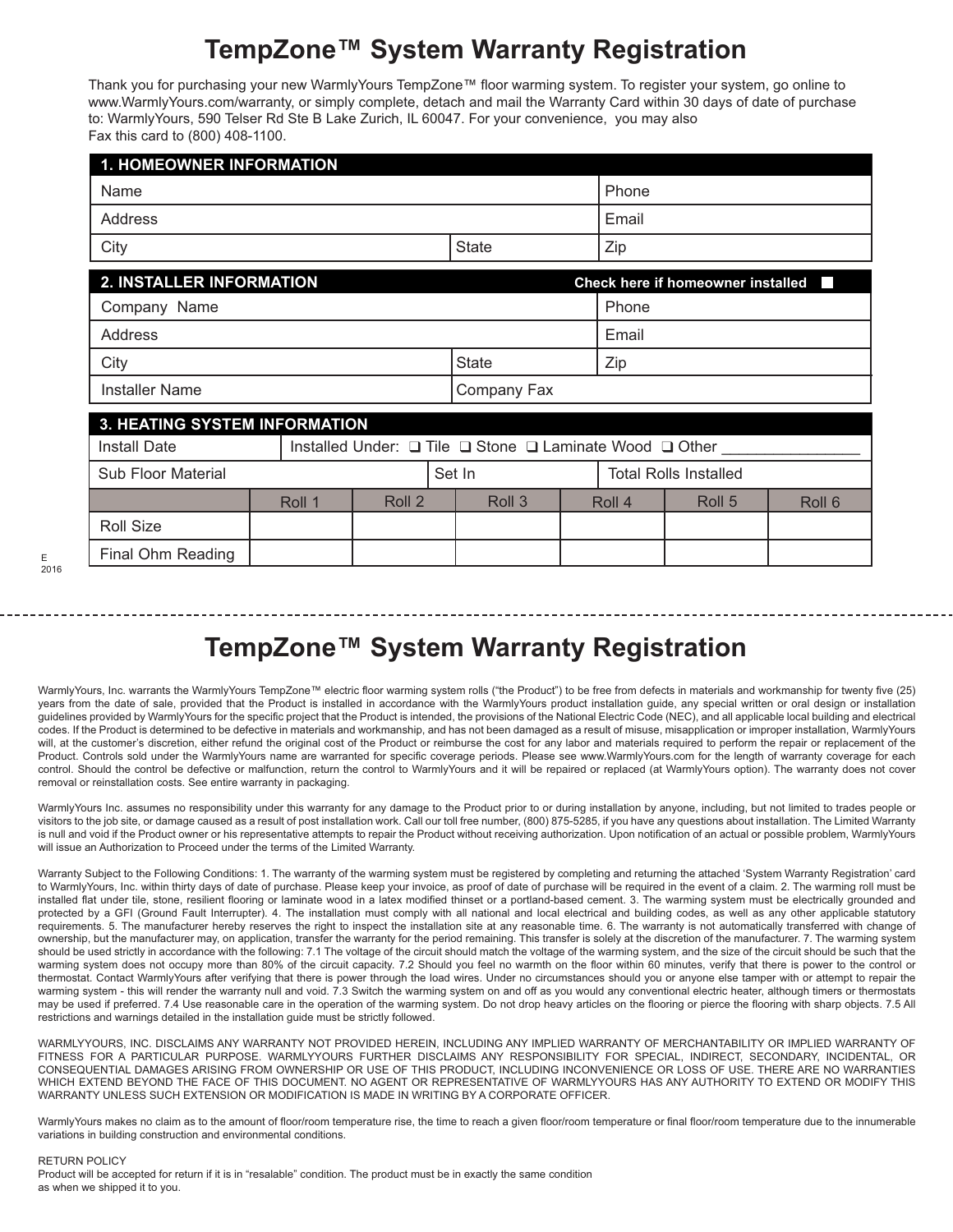# TempZone™ System Warranty Registration

Thank you for purchasing your new WarmlyYours TempZone™ floor warming system. To register your system, go online to www.WarmlyYours.com/warranty, or simply complete, detach and mail the Warranty Card within 30 days of date of purchase to: WarmlyYours, 590 Telser Rd Ste B Lake Zurich, IL 60047. For your convenience, you may also Fax this card to (800) 408-1100.

| **1. HOMEOWNER INFORMATION** | | |
|---|---|---|
| Name | | Phone |
| Address | | Email |
| City | State | Zip |

| **2. INSTALLER INFORMATION** | | **Check here if homeowner installed** ☐ |
|---|---|---|
| Company Name | | Phone |
| Address | | Email |
| City | State | Zip |
| Installer Name | Company Fax | |

| **3. HEATING SYSTEM INFORMATION** | | | | | | |
|---|---|---|---|---|---|---|
| Install Date | Installed Under: ☐ Tile ☐ Stone ☐ Laminate Wood ☐ Other _______________ | | | | | |
| Sub Floor Material | | | Set In | | Total Rolls Installed | |
| | Roll 1 | Roll 2 | Roll 3 | Roll 4 | Roll 5 | Roll 6 |
| Roll Size | | | | | | |
| Final Ohm Reading | | | | | | |

E
2016

---

# TempZone™ System Warranty Registration

WarmlyYours, Inc. warrants the WarmlyYours TempZone™ electric floor warming system rolls ("the Product") to be free from defects in materials and workmanship for twenty five (25) years from the date of sale, provided that the Product is installed in accordance with the WarmlyYours product installation guide, any special written or oral design or installation guidelines provided by WarmlyYours for the specific project that the Product is intended, the provisions of the National Electric Code (NEC), and all applicable local building and electrical codes. If the Product is determined to be defective in materials and workmanship, and has not been damaged as a result of misuse, misapplication or improper installation, WarmlyYours will, at the customer's discretion, either refund the original cost of the Product or reimburse the cost for any labor and materials required to perform the repair or replacement of the Product. Controls sold under the WarmlyYours name are warranted for specific coverage periods. Please see www.WarmlyYours.com for the length of warranty coverage for each control. Should the control be defective or malfunction, return the control to WarmlyYours and it will be repaired or replaced (at WarmlyYours option). The warranty does not cover removal or reinstallation costs. See entire warranty in packaging.

WarmlyYours Inc. assumes no responsibility under this warranty for any damage to the Product prior to or during installation by anyone, including, but not limited to trades people or visitors to the job site, or damage caused as a result of post installation work. Call our toll free number, (800) 875-5285, if you have any questions about installation. The Limited Warranty is null and void if the Product owner or his representative attempts to repair the Product without receiving authorization. Upon notification of an actual or possible problem, WarmlyYours will issue an Authorization to Proceed under the terms of the Limited Warranty.

Warranty Subject to the Following Conditions: 1. The warranty of the warming system must be registered by completing and returning the attached 'System Warranty Registration' card to WarmlyYours, Inc. within thirty days of date of purchase. Please keep your invoice, as proof of date of purchase will be required in the event of a claim. 2. The warming roll must be installed flat under tile, stone, resilient flooring or laminate wood in a latex modified thinset or a portland-based cement. 3. The warming system must be electrically grounded and protected by a GFI (Ground Fault Interrupter). 4. The installation must comply with all national and local electrical and building codes, as well as any other applicable statutory requirements. 5. The manufacturer hereby reserves the right to inspect the installation site at any reasonable time. 6. The warranty is not automatically transferred with change of ownership, but the manufacturer may, on application, transfer the warranty for the period remaining. This transfer is solely at the discretion of the manufacturer. 7. The warming system should be used strictly in accordance with the following: 7.1 The voltage of the circuit should match the voltage of the warming system, and the size of the circuit should be such that the warming system does not occupy more than 80% of the circuit capacity. 7.2 Should you feel no warmth on the floor within 60 minutes, verify that there is power to the control or thermostat. Contact WarmlyYours after verifying that there is power through the load wires. Under no circumstances should you or anyone else tamper with or attempt to repair the warming system - this will render the warranty null and void. 7.3 Switch the warming system on and off as you would any conventional electric heater, although timers or thermostats may be used if preferred. 7.4 Use reasonable care in the operation of the warming system. Do not drop heavy articles on the flooring or pierce the flooring with sharp objects. 7.5 All restrictions and warnings detailed in the installation guide must be strictly followed.

WARMLYYOURS, INC. DISCLAIMS ANY WARRANTY NOT PROVIDED HEREIN, INCLUDING ANY IMPLIED WARRANTY OF MERCHANTABILITY OR IMPLIED WARRANTY OF FITNESS FOR A PARTICULAR PURPOSE. WARMLYYOURS FURTHER DISCLAIMS ANY RESPONSIBILITY FOR SPECIAL, INDIRECT, SECONDARY, INCIDENTAL, OR CONSEQUENTIAL DAMAGES ARISING FROM OWNERSHIP OR USE OF THIS PRODUCT, INCLUDING INCONVENIENCE OR LOSS OF USE. THERE ARE NO WARRANTIES WHICH EXTEND BEYOND THE FACE OF THIS DOCUMENT. NO AGENT OR REPRESENTATIVE OF WARMLYYOURS HAS ANY AUTHORITY TO EXTEND OR MODIFY THIS WARRANTY UNLESS SUCH EXTENSION OR MODIFICATION IS MADE IN WRITING BY A CORPORATE OFFICER.

WarmlyYours makes no claim as to the amount of floor/room temperature rise, the time to reach a given floor/room temperature or final floor/room temperature due to the innumerable variations in building construction and environmental conditions.

RETURN POLICY
Product will be accepted for return if it is in "resalable" condition. The product must be in exactly the same condition as when we shipped it to you.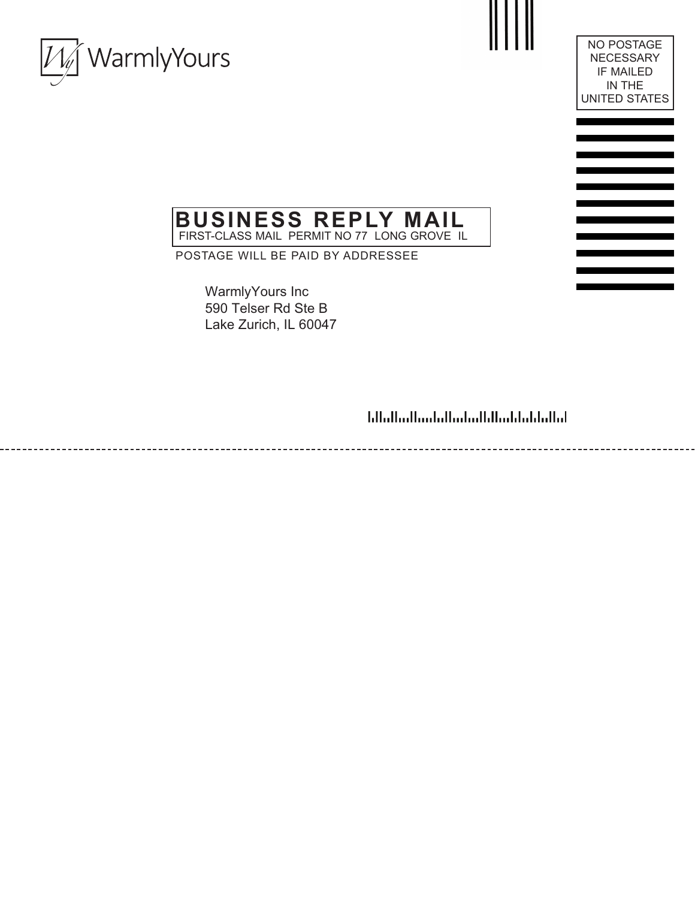WarmlyYours

NO POSTAGE
NECESSARY
IF MAILED
IN THE
UNITED STATES

**BUSINESS REPLY MAIL**

FIRST-CLASS MAIL PERMIT NO 77 LONG GROVE IL

POSTAGE WILL BE PAID BY ADDRESSEE

WarmlyYours Inc
590 Telser Rd Ste B
Lake Zurich, IL 60047